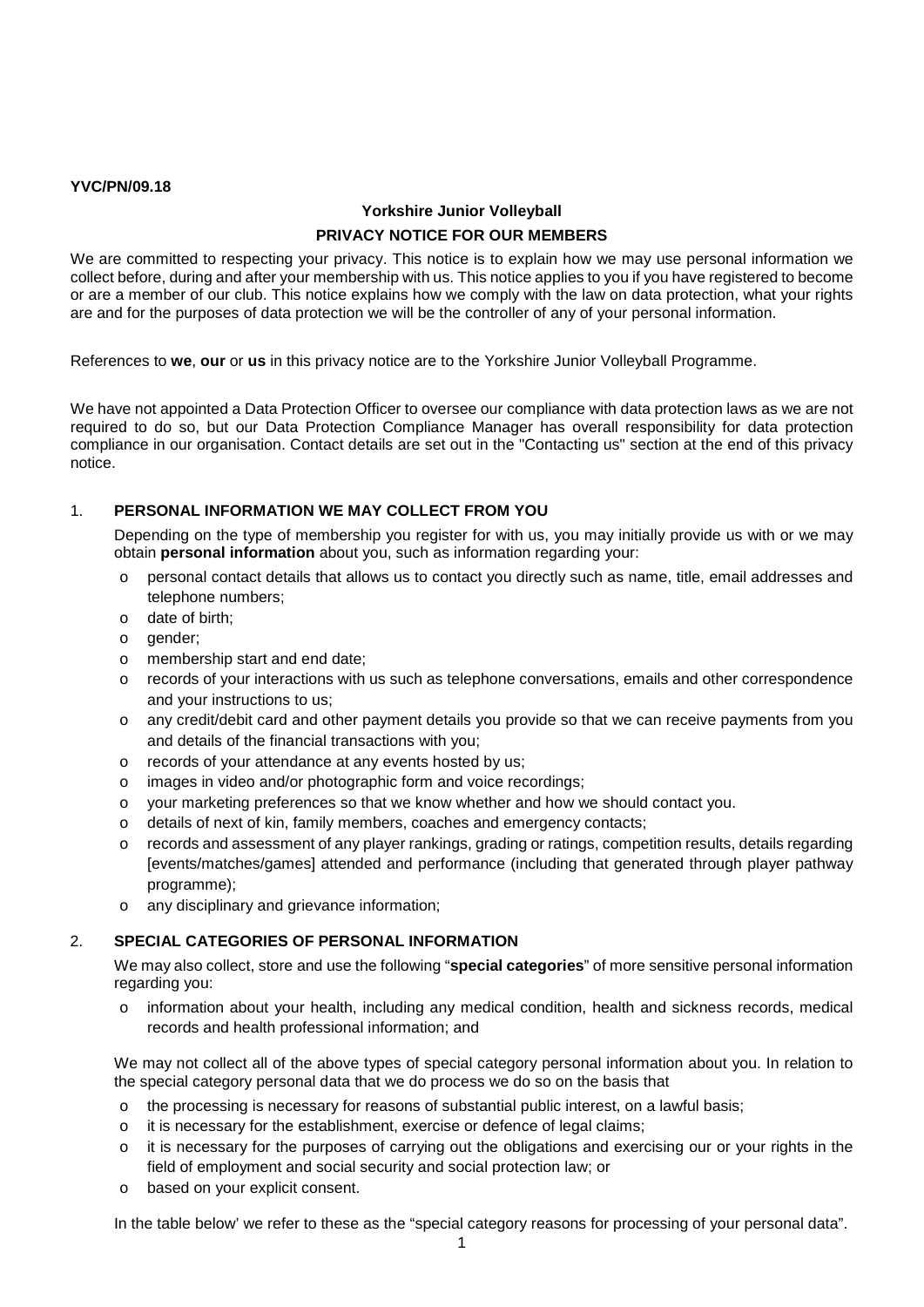**YVC/PN/09.18**

## Yorkshire Junior Volleyball

## PRIVACY NOTICE FOR OUR MEMBERS

We are committed to respecting your privacy. This notice is to explain how we may use personal information we collect before, during and after your membership with us. This notice applies to you if you have registered to become or are a member of our club. This notice explains how we comply with the law on data protection, what your rights are and for the purposes of data protection we will be the controller of any of your personal information.

References to **we**, **our** or **us** in this privacy notice are to the Yorkshire Junior Volleyball Programme.

We have not appointed a Data Protection Officer to oversee our compliance with data protection laws as we are not required to do so, but our Data Protection Compliance Manager has overall responsibility for data protection compliance in our organisation. Contact details are set out in the "Contacting us" section at the end of this privacy notice.

### 1. PERSONAL INFORMATION WE MAY COLLECT FROM YOU

Depending on the type of membership you register for with us, you may initially provide us with or we may obtain **personal information** about you, such as information regarding your:

- personal contact details that allows us to contact you directly such as name, title, email addresses and telephone numbers;
- date of birth;
- gender;
- membership start and end date;
- records of your interactions with us such as telephone conversations, emails and other correspondence and your instructions to us;
- any credit/debit card and other payment details you provide so that we can receive payments from you and details of the financial transactions with you;
- records of your attendance at any events hosted by us;
- images in video and/or photographic form and voice recordings;
- your marketing preferences so that we know whether and how we should contact you.
- details of next of kin, family members, coaches and emergency contacts;
- records and assessment of any player rankings, grading or ratings, competition results, details regarding [events/matches/games] attended and performance (including that generated through player pathway programme);
- any disciplinary and grievance information;

### 2. SPECIAL CATEGORIES OF PERSONAL INFORMATION

We may also collect, store and use the following "**special categories**" of more sensitive personal information regarding you:

- information about your health, including any medical condition, health and sickness records, medical records and health professional information; and

We may not collect all of the above types of special category personal information about you. In relation to the special category personal data that we do process we do so on the basis that

- the processing is necessary for reasons of substantial public interest, on a lawful basis;
- it is necessary for the establishment, exercise or defence of legal claims;
- it is necessary for the purposes of carrying out the obligations and exercising our or your rights in the field of employment and social security and social protection law; or
- based on your explicit consent.

In the table below' we refer to these as the "special category reasons for processing of your personal data".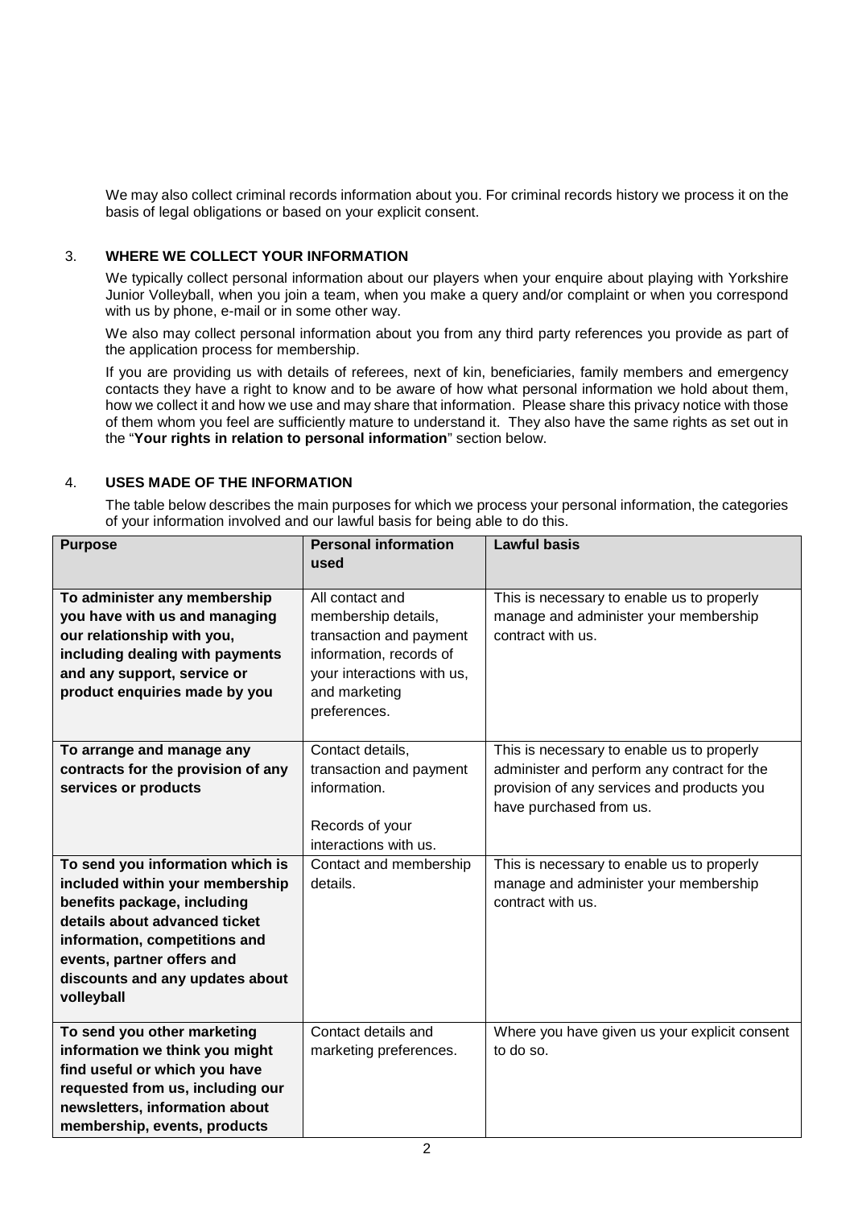We may also collect criminal records information about you. For criminal records history we process it on the basis of legal obligations or based on your explicit consent.

## 3. WHERE WE COLLECT YOUR INFORMATION

We typically collect personal information about our players when your enquire about playing with Yorkshire Junior Volleyball, when you join a team, when you make a query and/or complaint or when you correspond with us by phone, e-mail or in some other way.

We also may collect personal information about you from any third party references you provide as part of the application process for membership.

If you are providing us with details of referees, next of kin, beneficiaries, family members and emergency contacts they have a right to know and to be aware of how what personal information we hold about them, how we collect it and how we use and may share that information. Please share this privacy notice with those of them whom you feel are sufficiently mature to understand it. They also have the same rights as set out in the "**Your rights in relation to personal information**" section below.

## 4. USES MADE OF THE INFORMATION

The table below describes the main purposes for which we process your personal information, the categories of your information involved and our lawful basis for being able to do this.

| Purpose | Personal information used | Lawful basis |
|---|---|---|
| **To administer any membership you have with us and managing our relationship with you, including dealing with payments and any support, service or product enquiries made by you** | All contact and membership details, transaction and payment information, records of your interactions with us, and marketing preferences. | This is necessary to enable us to properly manage and administer your membership contract with us. |
| **To arrange and manage any contracts for the provision of any services or products** | Contact details, transaction and payment information.<br><br>Records of your interactions with us. | This is necessary to enable us to properly administer and perform any contract for the provision of any services and products you have purchased from us. |
| **To send you information which is included within your membership benefits package, including details about advanced ticket information, competitions and events, partner offers and discounts and any updates about volleyball** | Contact and membership details. | This is necessary to enable us to properly manage and administer your membership contract with us. |
| **To send you other marketing information we think you might find useful or which you have requested from us, including our newsletters, information about membership, events, products** | Contact details and marketing preferences. | Where you have given us your explicit consent to do so. |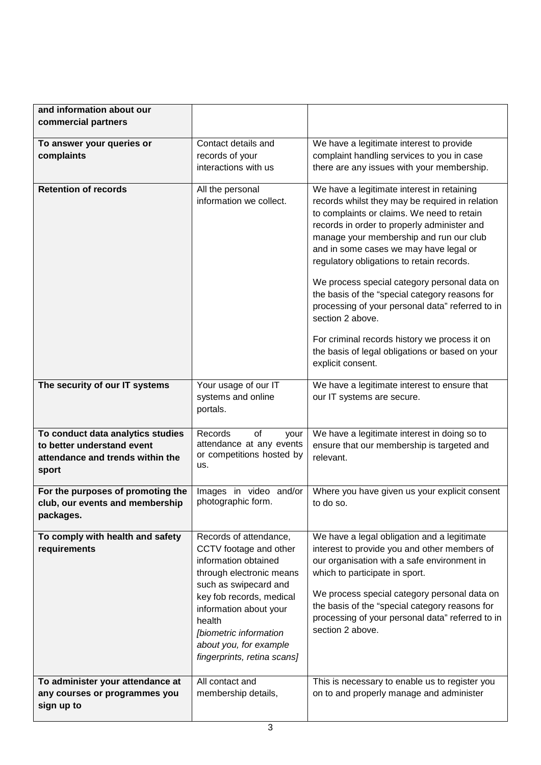| | | |
|---|---|---|
| **and information about our commercial partners** | | |
| **To answer your queries or complaints** | Contact details and records of your interactions with us | We have a legitimate interest to provide complaint handling services to you in case there are any issues with your membership. |
| **Retention of records** | All the personal information we collect. | We have a legitimate interest in retaining records whilst they may be required in relation to complaints or claims. We need to retain records in order to properly administer and manage your membership and run our club and in some cases we may have legal or regulatory obligations to retain records.<br><br>We process special category personal data on the basis of the "special category reasons for processing of your personal data" referred to in section 2 above.<br><br>For criminal records history we process it on the basis of legal obligations or based on your explicit consent. |
| **The security of our IT systems** | Your usage of our IT systems and online portals. | We have a legitimate interest to ensure that our IT systems are secure. |
| **To conduct data analytics studies to better understand event attendance and trends within the sport** | Records of your attendance at any events or competitions hosted by us. | We have a legitimate interest in doing so to ensure that our membership is targeted and relevant. |
| **For the purposes of promoting the club, our events and membership packages.** | Images in video and/or photographic form. | Where you have given us your explicit consent to do so. |
| **To comply with health and safety requirements** | Records of attendance, CCTV footage and other information obtained through electronic means such as swipecard and key fob records, medical information about your health<br>*[biometric information about you, for example fingerprints, retina scans]* | We have a legal obligation and a legitimate interest to provide you and other members of our organisation with a safe environment in which to participate in sport.<br><br>We process special category personal data on the basis of the "special category reasons for processing of your personal data" referred to in section 2 above. |
| **To administer your attendance at any courses or programmes you sign up to** | All contact and membership details, | This is necessary to enable us to register you on to and properly manage and administer |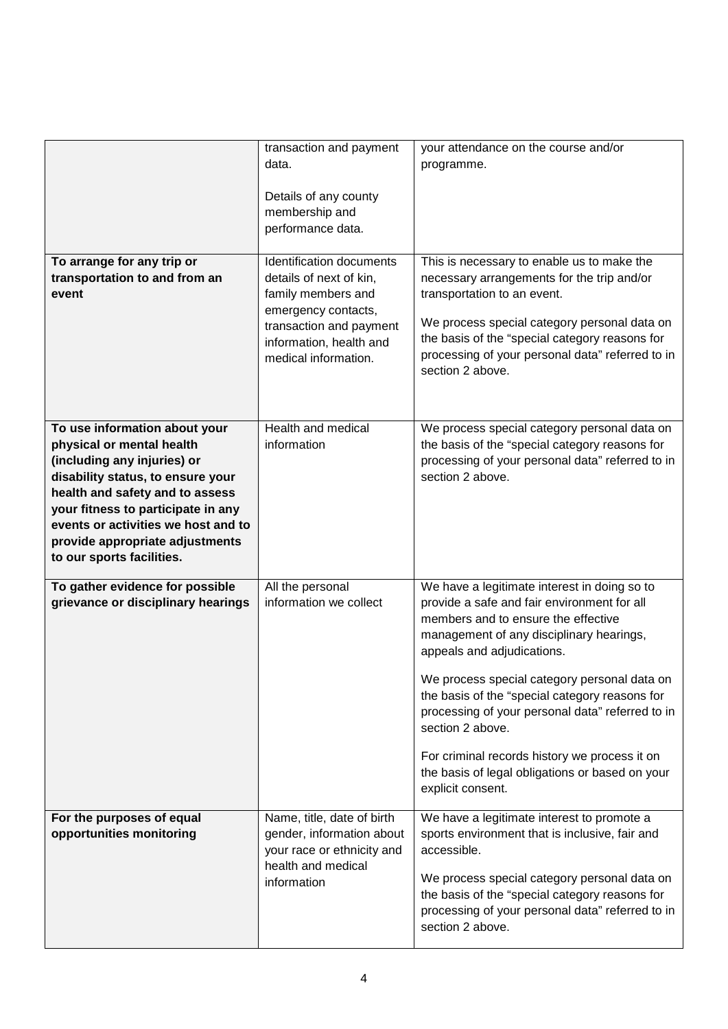| | | |
|---|---|---|
| | transaction and payment data.<br><br>Details of any county membership and performance data. | your attendance on the course and/or programme. |
| **To arrange for any trip or transportation to and from an event** | Identification documents details of next of kin, family members and emergency contacts, transaction and payment information, health and medical information. | This is necessary to enable us to make the necessary arrangements for the trip and/or transportation to an event.<br><br>We process special category personal data on the basis of the "special category reasons for processing of your personal data" referred to in section 2 above. |
| **To use information about your physical or mental health (including any injuries) or disability status, to ensure your health and safety and to assess your fitness to participate in any events or activities we host and to provide appropriate adjustments to our sports facilities.** | Health and medical information | We process special category personal data on the basis of the "special category reasons for processing of your personal data" referred to in section 2 above. |
| **To gather evidence for possible grievance or disciplinary hearings** | All the personal information we collect | We have a legitimate interest in doing so to provide a safe and fair environment for all members and to ensure the effective management of any disciplinary hearings, appeals and adjudications.<br><br>We process special category personal data on the basis of the "special category reasons for processing of your personal data" referred to in section 2 above.<br><br>For criminal records history we process it on the basis of legal obligations or based on your explicit consent. |
| **For the purposes of equal opportunities monitoring** | Name, title, date of birth gender, information about your race or ethnicity and health and medical information | We have a legitimate interest to promote a sports environment that is inclusive, fair and accessible.<br><br>We process special category personal data on the basis of the "special category reasons for processing of your personal data" referred to in section 2 above. |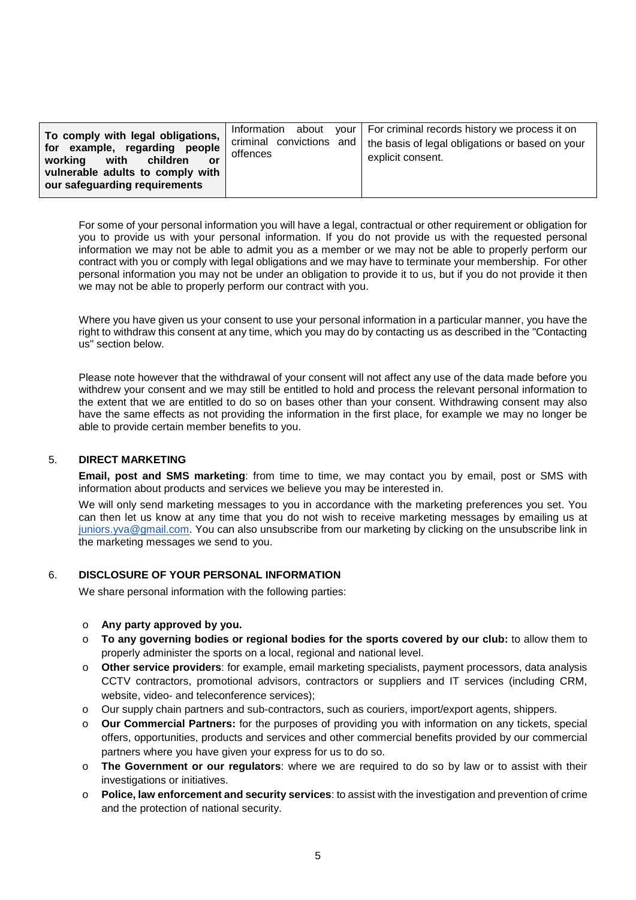| **To comply with legal obligations, for example, regarding people working with children or vulnerable adults to comply with our safeguarding requirements** | Information about your criminal convictions and offences | For criminal records history we process it on the basis of legal obligations or based on your explicit consent. |
|---|---|---|

For some of your personal information you will have a legal, contractual or other requirement or obligation for you to provide us with your personal information. If you do not provide us with the requested personal information we may not be able to admit you as a member or we may not be able to properly perform our contract with you or comply with legal obligations and we may have to terminate your membership. For other personal information you may not be under an obligation to provide it to us, but if you do not provide it then we may not be able to properly perform our contract with you.

Where you have given us your consent to use your personal information in a particular manner, you have the right to withdraw this consent at any time, which you may do by contacting us as described in the "Contacting us" section below.

Please note however that the withdrawal of your consent will not affect any use of the data made before you withdrew your consent and we may still be entitled to hold and process the relevant personal information to the extent that we are entitled to do so on bases other than your consent. Withdrawing consent may also have the same effects as not providing the information in the first place, for example we may no longer be able to provide certain member benefits to you.

## 5. DIRECT MARKETING

**Email, post and SMS marketing**: from time to time, we may contact you by email, post or SMS with information about products and services we believe you may be interested in.

We will only send marketing messages to you in accordance with the marketing preferences you set. You can then let us know at any time that you do not wish to receive marketing messages by emailing us at juniors.yva@gmail.com. You can also unsubscribe from our marketing by clicking on the unsubscribe link in the marketing messages we send to you.

## 6. DISCLOSURE OF YOUR PERSONAL INFORMATION

We share personal information with the following parties:

- **Any party approved by you.**
- **To any governing bodies or regional bodies for the sports covered by our club:** to allow them to properly administer the sports on a local, regional and national level.
- **Other service providers**: for example, email marketing specialists, payment processors, data analysis CCTV contractors, promotional advisors, contractors or suppliers and IT services (including CRM, website, video- and teleconference services);
- Our supply chain partners and sub-contractors, such as couriers, import/export agents, shippers.
- **Our Commercial Partners:** for the purposes of providing you with information on any tickets, special offers, opportunities, products and services and other commercial benefits provided by our commercial partners where you have given your express for us to do so.
- **The Government or our regulators**: where we are required to do so by law or to assist with their investigations or initiatives.
- **Police, law enforcement and security services**: to assist with the investigation and prevention of crime and the protection of national security.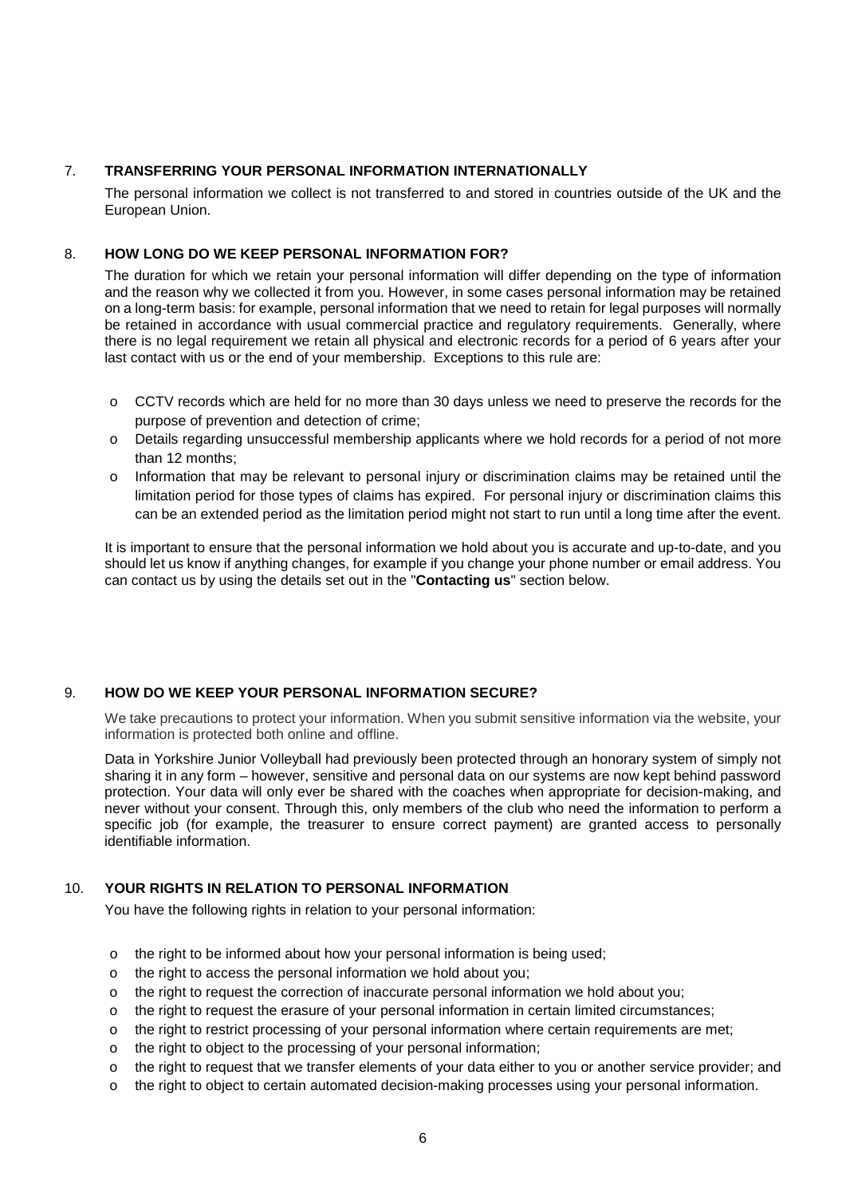## 7. TRANSFERRING YOUR PERSONAL INFORMATION INTERNATIONALLY

The personal information we collect is not transferred to and stored in countries outside of the UK and the European Union.

## 8. HOW LONG DO WE KEEP PERSONAL INFORMATION FOR?

The duration for which we retain your personal information will differ depending on the type of information and the reason why we collected it from you. However, in some cases personal information may be retained on a long-term basis: for example, personal information that we need to retain for legal purposes will normally be retained in accordance with usual commercial practice and regulatory requirements. Generally, where there is no legal requirement we retain all physical and electronic records for a period of 6 years after your last contact with us or the end of your membership. Exceptions to this rule are:

- CCTV records which are held for no more than 30 days unless we need to preserve the records for the purpose of prevention and detection of crime;
- Details regarding unsuccessful membership applicants where we hold records for a period of not more than 12 months;
- Information that may be relevant to personal injury or discrimination claims may be retained until the limitation period for those types of claims has expired. For personal injury or discrimination claims this can be an extended period as the limitation period might not start to run until a long time after the event.

It is important to ensure that the personal information we hold about you is accurate and up-to-date, and you should let us know if anything changes, for example if you change your phone number or email address. You can contact us by using the details set out in the "**Contacting us**" section below.

## 9. HOW DO WE KEEP YOUR PERSONAL INFORMATION SECURE?

We take precautions to protect your information. When you submit sensitive information via the website, your information is protected both online and offline.

Data in Yorkshire Junior Volleyball had previously been protected through an honorary system of simply not sharing it in any form – however, sensitive and personal data on our systems are now kept behind password protection. Your data will only ever be shared with the coaches when appropriate for decision-making, and never without your consent. Through this, only members of the club who need the information to perform a specific job (for example, the treasurer to ensure correct payment) are granted access to personally identifiable information.

## 10. YOUR RIGHTS IN RELATION TO PERSONAL INFORMATION

You have the following rights in relation to your personal information:

- the right to be informed about how your personal information is being used;
- the right to access the personal information we hold about you;
- the right to request the correction of inaccurate personal information we hold about you;
- the right to request the erasure of your personal information in certain limited circumstances;
- the right to restrict processing of your personal information where certain requirements are met;
- the right to object to the processing of your personal information;
- the right to request that we transfer elements of your data either to you or another service provider; and
- the right to object to certain automated decision-making processes using your personal information.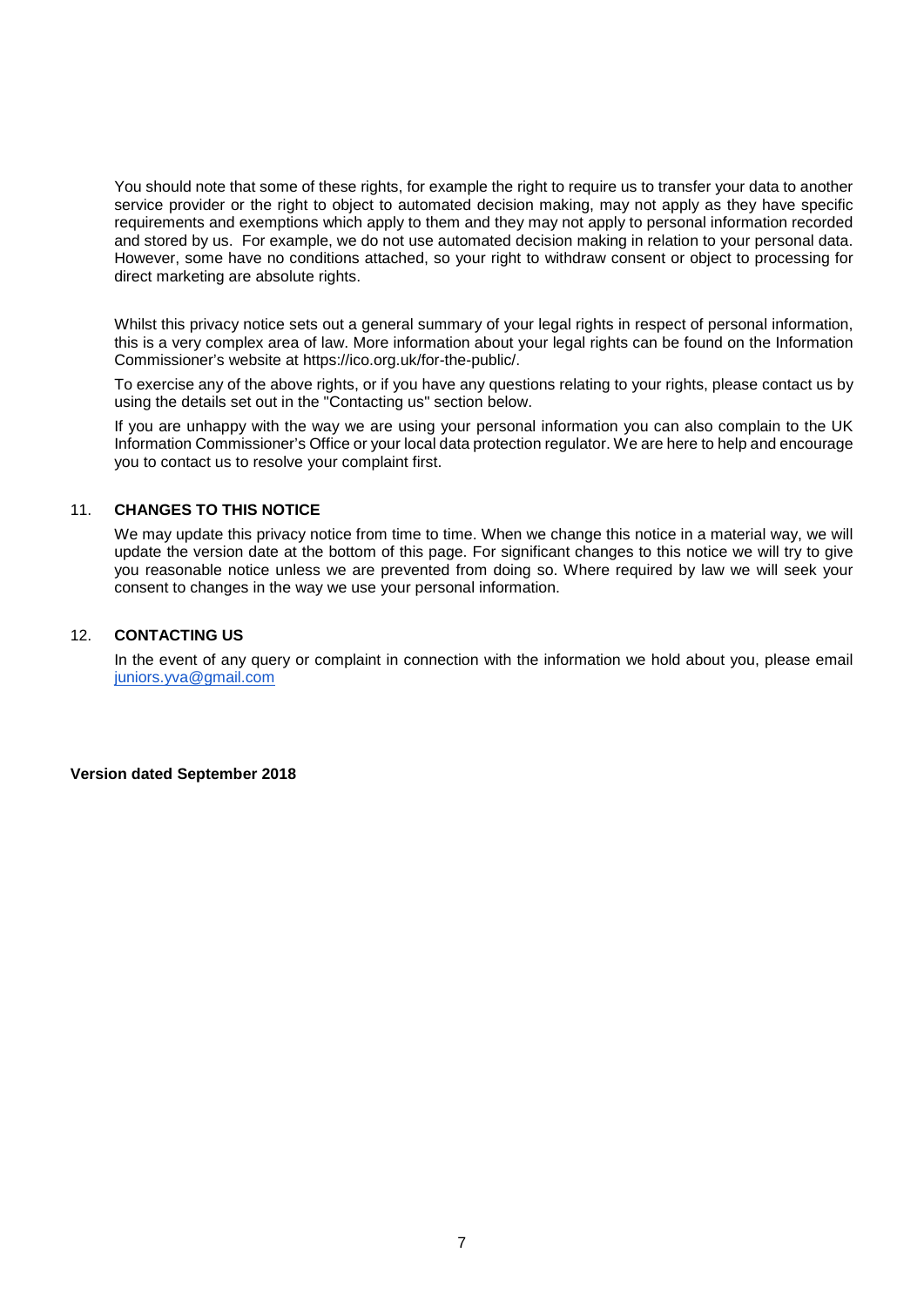You should note that some of these rights, for example the right to require us to transfer your data to another service provider or the right to object to automated decision making, may not apply as they have specific requirements and exemptions which apply to them and they may not apply to personal information recorded and stored by us. For example, we do not use automated decision making in relation to your personal data. However, some have no conditions attached, so your right to withdraw consent or object to processing for direct marketing are absolute rights.

Whilst this privacy notice sets out a general summary of your legal rights in respect of personal information, this is a very complex area of law. More information about your legal rights can be found on the Information Commissioner's website at https://ico.org.uk/for-the-public/.

To exercise any of the above rights, or if you have any questions relating to your rights, please contact us by using the details set out in the "Contacting us" section below.

If you are unhappy with the way we are using your personal information you can also complain to the UK Information Commissioner's Office or your local data protection regulator. We are here to help and encourage you to contact us to resolve your complaint first.

## 11. CHANGES TO THIS NOTICE

We may update this privacy notice from time to time. When we change this notice in a material way, we will update the version date at the bottom of this page. For significant changes to this notice we will try to give you reasonable notice unless we are prevented from doing so. Where required by law we will seek your consent to changes in the way we use your personal information.

## 12. CONTACTING US

In the event of any query or complaint in connection with the information we hold about you, please email juniors.yva@gmail.com

**Version dated September 2018**